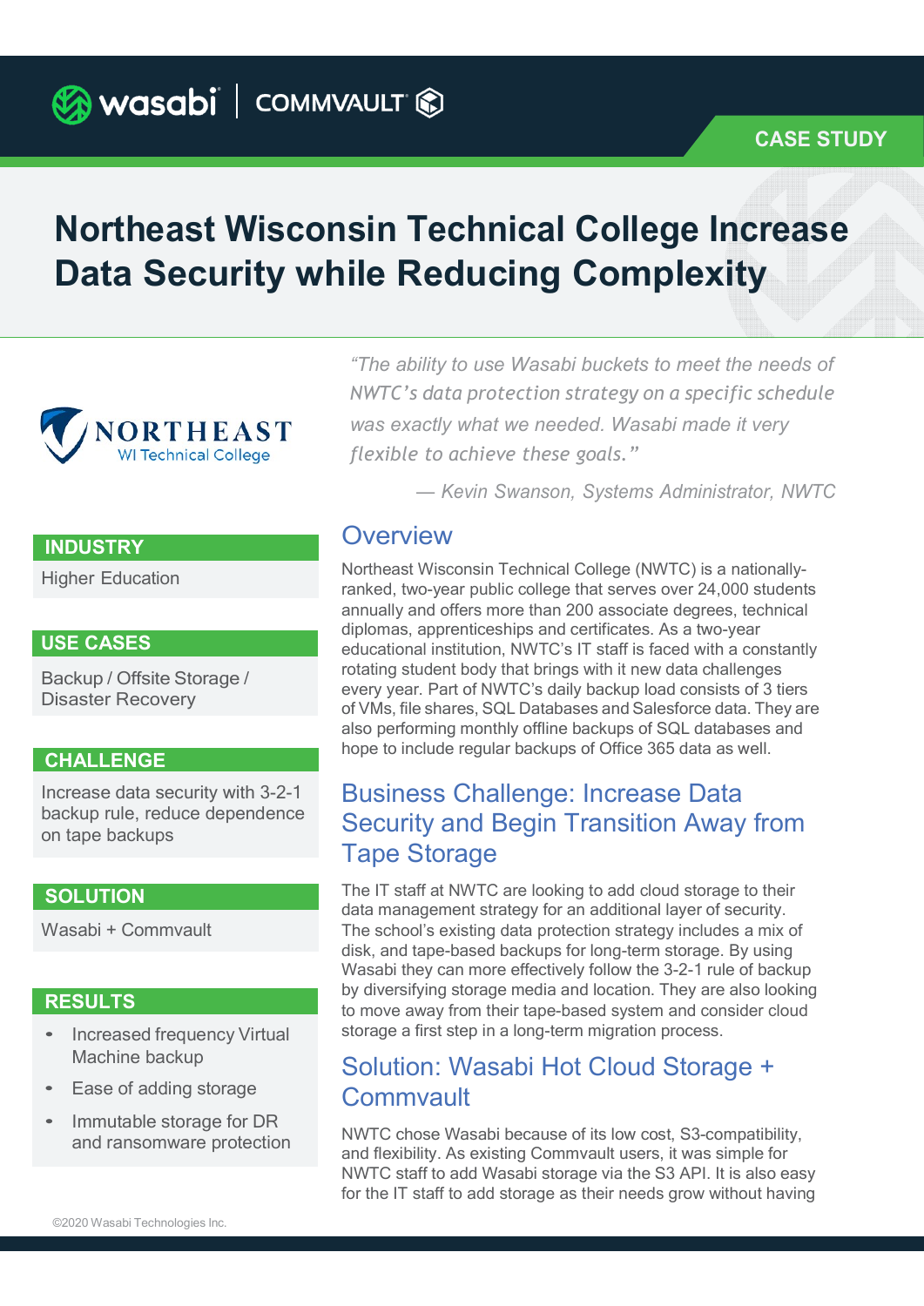wasabi | COMMVAULT

CASE STUDY

# Northeast Wisconsin Technical College Increase Data Security while Reducing Complexity

NORTHEAST
WI Technical College

*"The ability to use Wasabi buckets to meet the needs of NWTC's data protection strategy on a specific schedule was exactly what we needed. Wasabi made it very flexible to achieve these goals."*

*— Kevin Swanson, Systems Administrator, NWTC*

**INDUSTRY**

Higher Education

**USE CASES**

Backup / Offsite Storage / Disaster Recovery

**CHALLENGE**

Increase data security with 3-2-1 backup rule, reduce dependence on tape backups

**SOLUTION**

Wasabi + Commvault

**RESULTS**

- Increased frequency Virtual Machine backup
- Ease of adding storage
- Immutable storage for DR and ransomware protection

## Overview

Northeast Wisconsin Technical College (NWTC) is a nationally-ranked, two-year public college that serves over 24,000 students annually and offers more than 200 associate degrees, technical diplomas, apprenticeships and certificates. As a two-year educational institution, NWTC's IT staff is faced with a constantly rotating student body that brings with it new data challenges every year. Part of NWTC's daily backup load consists of 3 tiers of VMs, file shares, SQL Databases and Salesforce data. They are also performing monthly offline backups of SQL databases and hope to include regular backups of Office 365 data as well.

## Business Challenge: Increase Data Security and Begin Transition Away from Tape Storage

The IT staff at NWTC are looking to add cloud storage to their data management strategy for an additional layer of security. The school's existing data protection strategy includes a mix of disk, and tape-based backups for long-term storage. By using Wasabi they can more effectively follow the 3-2-1 rule of backup by diversifying storage media and location. They are also looking to move away from their tape-based system and consider cloud storage a first step in a long-term migration process.

## Solution: Wasabi Hot Cloud Storage + Commvault

NWTC chose Wasabi because of its low cost, S3-compatibility, and flexibility. As existing Commvault users, it was simple for NWTC staff to add Wasabi storage via the S3 API. It is also easy for the IT staff to add storage as their needs grow without having

©2020 Wasabi Technologies Inc.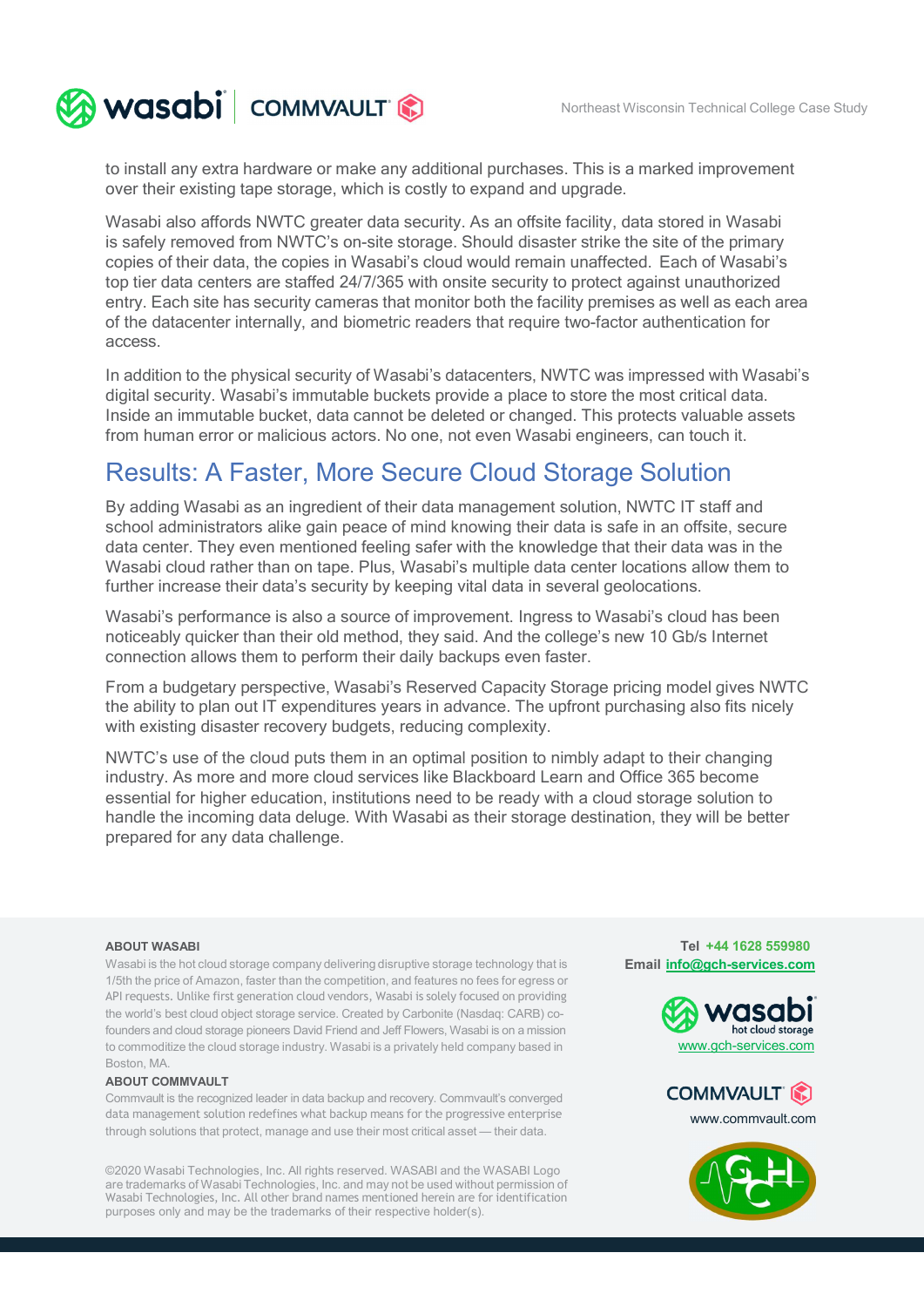to install any extra hardware or make any additional purchases. This is a marked improvement over their existing tape storage, which is costly to expand and upgrade.

Wasabi also affords NWTC greater data security. As an offsite facility, data stored in Wasabi is safely removed from NWTC's on-site storage. Should disaster strike the site of the primary copies of their data, the copies in Wasabi's cloud would remain unaffected. Each of Wasabi's top tier data centers are staffed 24/7/365 with onsite security to protect against unauthorized entry. Each site has security cameras that monitor both the facility premises as well as each area of the datacenter internally, and biometric readers that require two-factor authentication for access.

In addition to the physical security of Wasabi's datacenters, NWTC was impressed with Wasabi's digital security. Wasabi's immutable buckets provide a place to store the most critical data. Inside an immutable bucket, data cannot be deleted or changed. This protects valuable assets from human error or malicious actors. No one, not even Wasabi engineers, can touch it.

## Results: A Faster, More Secure Cloud Storage Solution

By adding Wasabi as an ingredient of their data management solution, NWTC IT staff and school administrators alike gain peace of mind knowing their data is safe in an offsite, secure data center. They even mentioned feeling safer with the knowledge that their data was in the Wasabi cloud rather than on tape. Plus, Wasabi's multiple data center locations allow them to further increase their data's security by keeping vital data in several geolocations.

Wasabi's performance is also a source of improvement. Ingress to Wasabi's cloud has been noticeably quicker than their old method, they said. And the college's new 10 Gb/s Internet connection allows them to perform their daily backups even faster.

From a budgetary perspective, Wasabi's Reserved Capacity Storage pricing model gives NWTC the ability to plan out IT expenditures years in advance. The upfront purchasing also fits nicely with existing disaster recovery budgets, reducing complexity.

NWTC's use of the cloud puts them in an optimal position to nimbly adapt to their changing industry. As more and more cloud services like Blackboard Learn and Office 365 become essential for higher education, institutions need to be ready with a cloud storage solution to handle the incoming data deluge. With Wasabi as their storage destination, they will be better prepared for any data challenge.

**ABOUT WASABI**

Wasabi is the hot cloud storage company delivering disruptive storage technology that is 1/5th the price of Amazon, faster than the competition, and features no fees for egress or API requests. Unlike first generation cloud vendors, Wasabi is solely focused on providing the world's best cloud object storage service. Created by Carbonite (Nasdaq: CARB) co-founders and cloud storage pioneers David Friend and Jeff Flowers, Wasabi is on a mission to commoditize the cloud storage industry. Wasabi is a privately held company based in Boston, MA.

**ABOUT COMMVAULT**

Commvault is the recognized leader in data backup and recovery. Commvault's converged data management solution redefines what backup means for the progressive enterprise through solutions that protect, manage and use their most critical asset — their data.

©2020 Wasabi Technologies, Inc. All rights reserved. WASABI and the WASABI Logo are trademarks of Wasabi Technologies, Inc. and may not be used without permission of Wasabi Technologies, Inc. All other brand names mentioned herein are for identification purposes only and may be the trademarks of their respective holder(s).

**Tel** +44 1628 559980

**Email** info@gch-services.com

wasabi hot cloud storage

www.gch-services.com

COMMVAULT

www.commvault.com